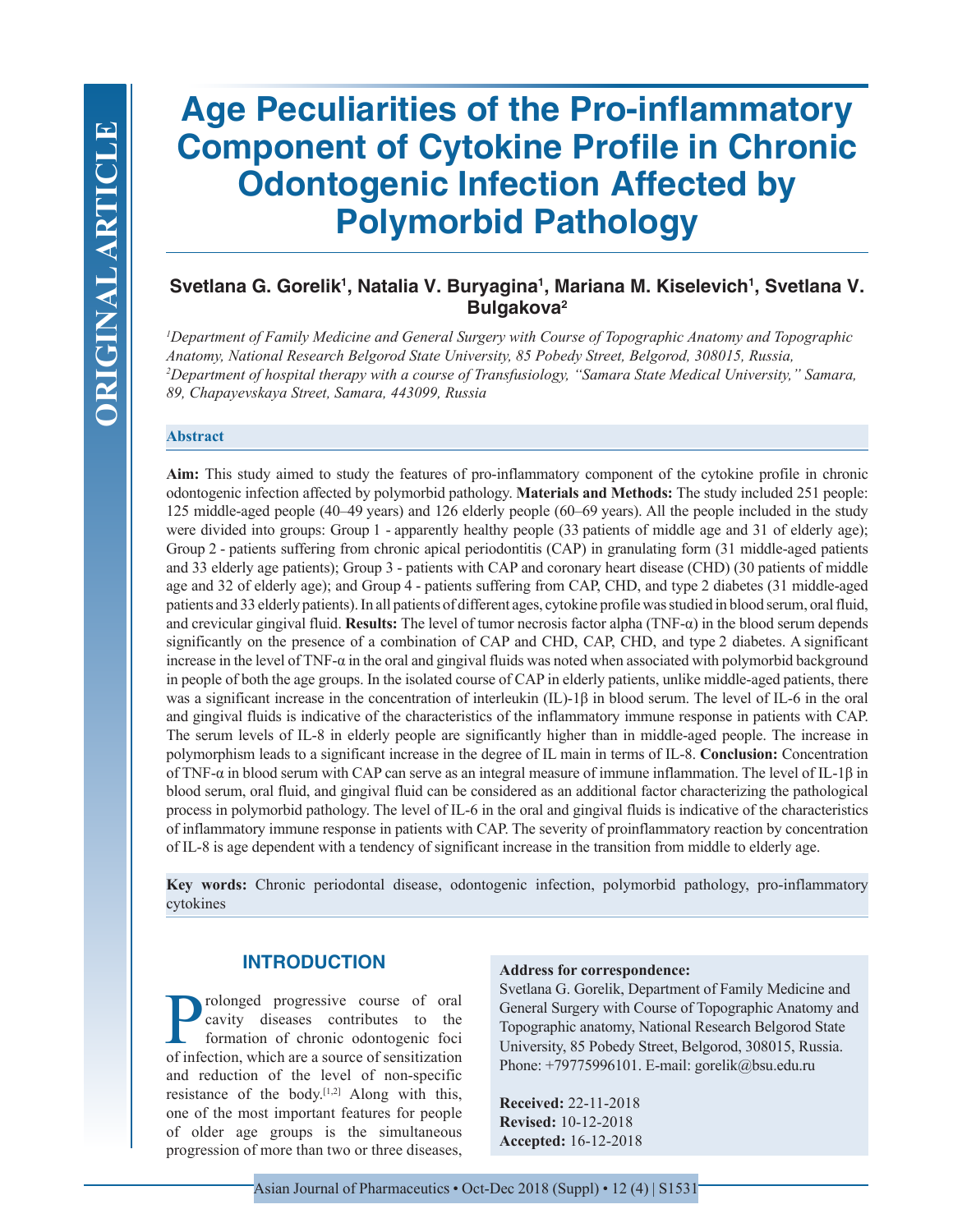ORIGINAL ARTICLE

# Age Peculiarities of the Pro-inflammatory Component of Cytokine Profile in Chronic Odontogenic Infection Affected by Polymorbid Pathology

**Svetlana G. Gorelik[1], Natalia V. Buryagina[1], Mariana M. Kiselevich[1], Svetlana V. Bulgakova[2]**

*[1]Department of Family Medicine and General Surgery with Course of Topographic Anatomy and Topographic Anatomy, National Research Belgorod State University, 85 Pobedy Street, Belgorod, 308015, Russia, [2]Department of hospital therapy with a course of Transfusiology, "Samara State Medical University," Samara, 89, Chapayevskaya Street, Samara, 443099, Russia*

## Abstract

**Aim:** This study aimed to study the features of pro-inflammatory component of the cytokine profile in chronic odontogenic infection affected by polymorbid pathology. **Materials and Methods:** The study included 251 people: 125 middle-aged people (40–49 years) and 126 elderly people (60–69 years). All the people included in the study were divided into groups: Group 1 - apparently healthy people (33 patients of middle age and 31 of elderly age); Group 2 - patients suffering from chronic apical periodontitis (CAP) in granulating form (31 middle-aged patients and 33 elderly age patients); Group 3 - patients with CAP and coronary heart disease (CHD) (30 patients of middle age and 32 of elderly age); and Group 4 - patients suffering from CAP, CHD, and type 2 diabetes (31 middle-aged patients and 33 elderly patients). In all patients of different ages, cytokine profile was studied in blood serum, oral fluid, and crevicular gingival fluid. **Results:** The level of tumor necrosis factor alpha (TNF-α) in the blood serum depends significantly on the presence of a combination of CAP and CHD, CAP, CHD, and type 2 diabetes. A significant increase in the level of TNF-α in the oral and gingival fluids was noted when associated with polymorbid background in people of both the age groups. In the isolated course of CAP in elderly patients, unlike middle-aged patients, there was a significant increase in the concentration of interleukin (IL)-1β in blood serum. The level of IL-6 in the oral and gingival fluids is indicative of the characteristics of the inflammatory immune response in patients with CAP. The serum levels of IL-8 in elderly people are significantly higher than in middle-aged people. The increase in polymorphism leads to a significant increase in the degree of IL main in terms of IL-8. **Conclusion:** Concentration of TNF-α in blood serum with CAP can serve as an integral measure of immune inflammation. The level of IL-1β in blood serum, oral fluid, and gingival fluid can be considered as an additional factor characterizing the pathological process in polymorbid pathology. The level of IL-6 in the oral and gingival fluids is indicative of the characteristics of inflammatory immune response in patients with CAP. The severity of proinflammatory reaction by concentration of IL-8 is age dependent with a tendency of significant increase in the transition from middle to elderly age.

**Key words:** Chronic periodontal disease, odontogenic infection, polymorbid pathology, pro-inflammatory cytokines

## INTRODUCTION

Prolonged progressive course of oral cavity diseases contributes to the formation of chronic odontogenic foci of infection, which are a source of sensitization and reduction of the level of non-specific resistance of the body.[1,2] Along with this, one of the most important features for people of older age groups is the simultaneous progression of more than two or three diseases,

**Address for correspondence:**
Svetlana G. Gorelik, Department of Family Medicine and General Surgery with Course of Topographic Anatomy and Topographic anatomy, National Research Belgorod State University, 85 Pobedy Street, Belgorod, 308015, Russia. Phone: +79775996101. E-mail: gorelik@bsu.edu.ru

**Received:** 22-11-2018
**Revised:** 10-12-2018
**Accepted:** 16-12-2018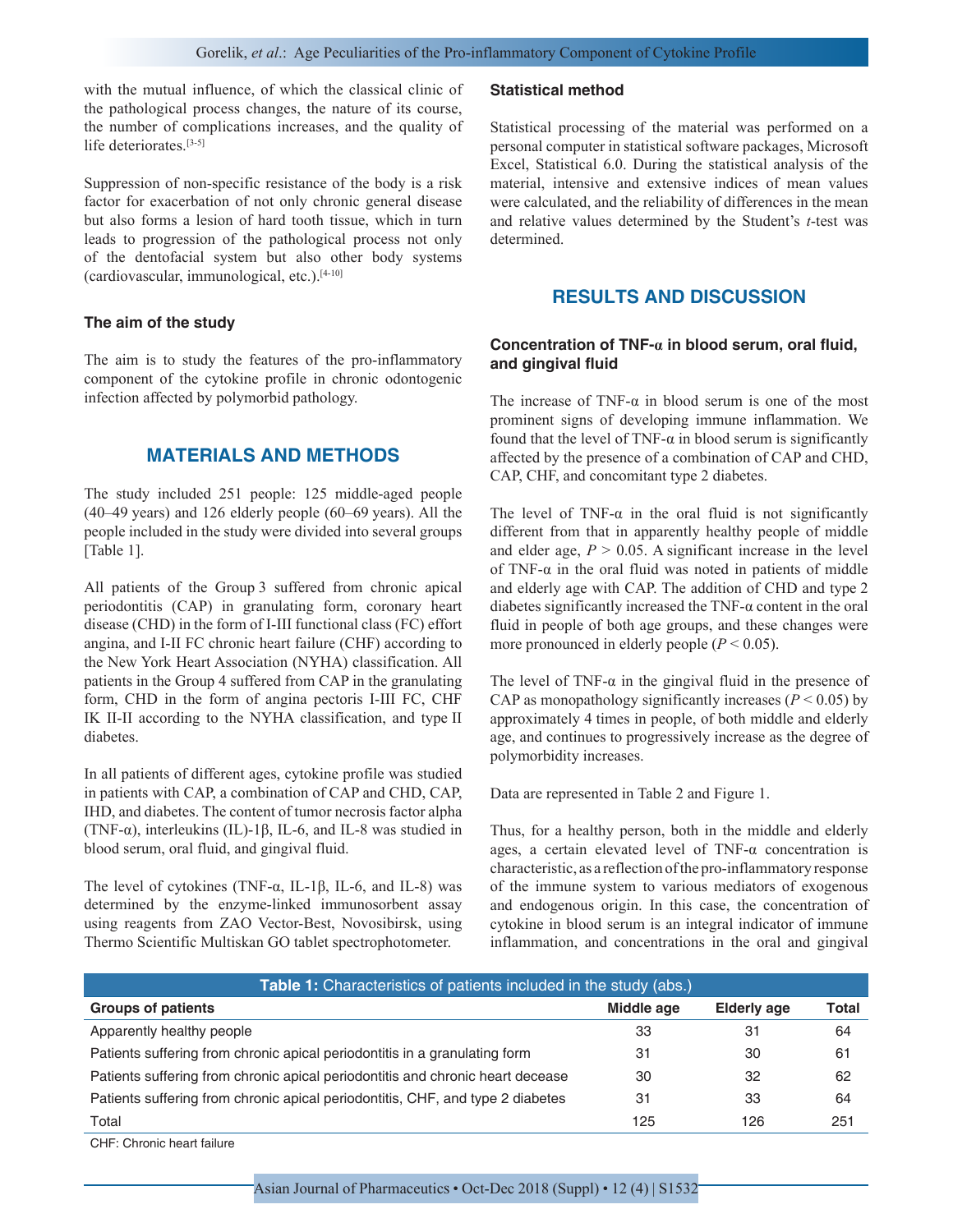with the mutual influence, of which the classical clinic of the pathological process changes, the nature of its course, the number of complications increases, and the quality of life deteriorates.[3-5]

Suppression of non-specific resistance of the body is a risk factor for exacerbation of not only chronic general disease but also forms a lesion of hard tooth tissue, which in turn leads to progression of the pathological process not only of the dentofacial system but also other body systems (cardiovascular, immunological, etc.).[4-10]

### The aim of the study

The aim is to study the features of the pro-inflammatory component of the cytokine profile in chronic odontogenic infection affected by polymorbid pathology.

## MATERIALS AND METHODS

The study included 251 people: 125 middle-aged people (40–49 years) and 126 elderly people (60–69 years). All the people included in the study were divided into several groups [Table 1].

All patients of the Group 3 suffered from chronic apical periodontitis (CAP) in granulating form, coronary heart disease (CHD) in the form of I-III functional class (FC) effort angina, and I-II FC chronic heart failure (CHF) according to the New York Heart Association (NYHA) classification. All patients in the Group 4 suffered from CAP in the granulating form, CHD in the form of angina pectoris I-III FC, CHF IK II-II according to the NYHA classification, and type II diabetes.

In all patients of different ages, cytokine profile was studied in patients with CAP, a combination of CAP and CHD, CAP, IHD, and diabetes. The content of tumor necrosis factor alpha (TNF-α), interleukins (IL)-1β, IL-6, and IL-8 was studied in blood serum, oral fluid, and gingival fluid.

The level of cytokines (TNF-α, IL-1β, IL-6, and IL-8) was determined by the enzyme-linked immunosorbent assay using reagents from ZAO Vector-Best, Novosibirsk, using Thermo Scientific Multiskan GO tablet spectrophotometer.

### Statistical method

Statistical processing of the material was performed on a personal computer in statistical software packages, Microsoft Excel, Statistical 6.0. During the statistical analysis of the material, intensive and extensive indices of mean values were calculated, and the reliability of differences in the mean and relative values determined by the Student's *t*-test was determined.

## RESULTS AND DISCUSSION

### Concentration of TNF-α in blood serum, oral fluid, and gingival fluid

The increase of TNF-α in blood serum is one of the most prominent signs of developing immune inflammation. We found that the level of TNF-α in blood serum is significantly affected by the presence of a combination of CAP and CHD, CAP, CHF, and concomitant type 2 diabetes.

The level of TNF-α in the oral fluid is not significantly different from that in apparently healthy people of middle and elder age, $P > 0.05$. A significant increase in the level of TNF-α in the oral fluid was noted in patients of middle and elderly age with CAP. The addition of CHD and type 2 diabetes significantly increased the TNF-α content in the oral fluid in people of both age groups, and these changes were more pronounced in elderly people ($P < 0.05$).

The level of TNF-α in the gingival fluid in the presence of CAP as monopathology significantly increases ($P < 0.05$) by approximately 4 times in people, of both middle and elderly age, and continues to progressively increase as the degree of polymorbidity increases.

Data are represented in Table 2 and Figure 1.

Thus, for a healthy person, both in the middle and elderly ages, a certain elevated level of TNF-α concentration is characteristic, as a reflection of the pro-inflammatory response of the immune system to various mediators of exogenous and endogenous origin. In this case, the concentration of cytokine in blood serum is an integral indicator of immune inflammation, and concentrations in the oral and gingival

**Table 1:** Characteristics of patients included in the study (abs.)

| Groups of patients | Middle age | Elderly age | Total |
|---|---|---|---|
| Apparently healthy people | 33 | 31 | 64 |
| Patients suffering from chronic apical periodontitis in a granulating form | 31 | 30 | 61 |
| Patients suffering from chronic apical periodontitis and chronic heart decease | 30 | 32 | 62 |
| Patients suffering from chronic apical periodontitis, CHF, and type 2 diabetes | 31 | 33 | 64 |
| Total | 125 | 126 | 251 |

CHF: Chronic heart failure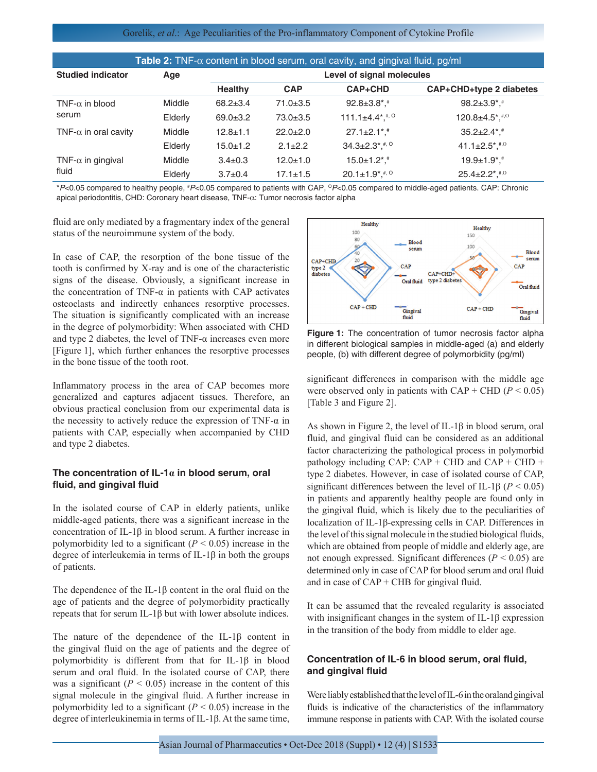**Table 2:** TNF-α content in blood serum, oral cavity, and gingival fluid, pg/ml

| Studied indicator | Age | Level of signal molecules | | | |
|---|---|---|---|---|---|
| | | Healthy | CAP | CAP+CHD | CAP+CHD+type 2 diabetes |
| TNF-α in blood serum | Middle | 68.2±3.4 | 71.0±3.5 | 92.8±3.8*,# | 98.2±3.9*,# |
| | Elderly | 69.0±3.2 | 73.0±3.5 | 111.1±4.4*,#,O | 120.8±4.5*,#,O |
| TNF-α in oral cavity | Middle | 12.8±1.1 | 22.0±2.0 | 27.1±2.1*,# | 35.2±2.4*,# |
| | Elderly | 15.0±1.2 | 2.1±2.2 | 34.3±2.3*,#,O | 41.1±2.5*,#,O |
| TNF-α in gingival fluid | Middle | 3.4±0.3 | 12.0±1.0 | 15.0±1.2*,# | 19.9±1.9*,# |
| | Elderly | 3.7±0.4 | 17.1±1.5 | 20.1±1.9*,#,O | 25.4±2.2*,#,O |

*$P<0.05$ compared to healthy people, #$P<0.05$ compared to patients with CAP, O$P<0.05$ compared to middle-aged patients. CAP: Chronic apical periodontitis, CHD: Coronary heart disease, TNF-α: Tumor necrosis factor alpha

fluid are only mediated by a fragmentary index of the general status of the neuroimmune system of the body.

In case of CAP, the resorption of the bone tissue of the tooth is confirmed by X-ray and is one of the characteristic signs of the disease. Obviously, a significant increase in the concentration of TNF-α in patients with CAP activates osteoclasts and indirectly enhances resorptive processes. The situation is significantly complicated with an increase in the degree of polymorbidity: When associated with CHD and type 2 diabetes, the level of TNF-α increases even more [Figure 1], which further enhances the resorptive processes in the bone tissue of the tooth root.

Inflammatory process in the area of CAP becomes more generalized and captures adjacent tissues. Therefore, an obvious practical conclusion from our experimental data is the necessity to actively reduce the expression of TNF-α in patients with CAP, especially when accompanied by CHD and type 2 diabetes.

### The concentration of IL-1α in blood serum, oral fluid, and gingival fluid

In the isolated course of CAP in elderly patients, unlike middle-aged patients, there was a significant increase in the concentration of IL-1β in blood serum. A further increase in polymorbidity led to a significant ($P < 0.05$) increase in the degree of interleukemia in terms of IL-1β in both the groups of patients.

The dependence of the IL-1β content in the oral fluid on the age of patients and the degree of polymorbidity practically repeats that for serum IL-1β but with lower absolute indices.

The nature of the dependence of the IL-1β content in the gingival fluid on the age of patients and the degree of polymorbidity is different from that for IL-1β in blood serum and oral fluid. In the isolated course of CAP, there was a significant ($P < 0.05$) increase in the content of this signal molecule in the gingival fluid. A further increase in polymorbidity led to a significant ($P < 0.05$) increase in the degree of interleukinemia in terms of IL-1β. At the same time,

Figure 1: The concentration of tumor necrosis factor alpha in different biological samples in middle-aged (a) and elderly people, (b) with different degree of polymorbidity (pg/ml)

significant differences in comparison with the middle age were observed only in patients with CAP + CHD ($P < 0.05$) [Table 3 and Figure 2].

As shown in Figure 2, the level of IL-1β in blood serum, oral fluid, and gingival fluid can be considered as an additional factor characterizing the pathological process in polymorbid pathology including CAP: CAP + CHD and CAP + CHD + type 2 diabetes. However, in case of isolated course of CAP, significant differences between the level of IL-1β ($P < 0.05$) in patients and apparently healthy people are found only in the gingival fluid, which is likely due to the peculiarities of localization of IL-1β-expressing cells in CAP. Differences in the level of this signal molecule in the studied biological fluids, which are obtained from people of middle and elderly age, are not enough expressed. Significant differences ($P < 0.05$) are determined only in case of CAP for blood serum and oral fluid and in case of CAP + CHB for gingival fluid.

It can be assumed that the revealed regularity is associated with insignificant changes in the system of IL-1β expression in the transition of the body from middle to elder age.

### Concentration of IL-6 in blood serum, oral fluid, and gingival fluid

Were liably established that the level of IL-6 in the oral and gingival fluids is indicative of the characteristics of the inflammatory immune response in patients with CAP. With the isolated course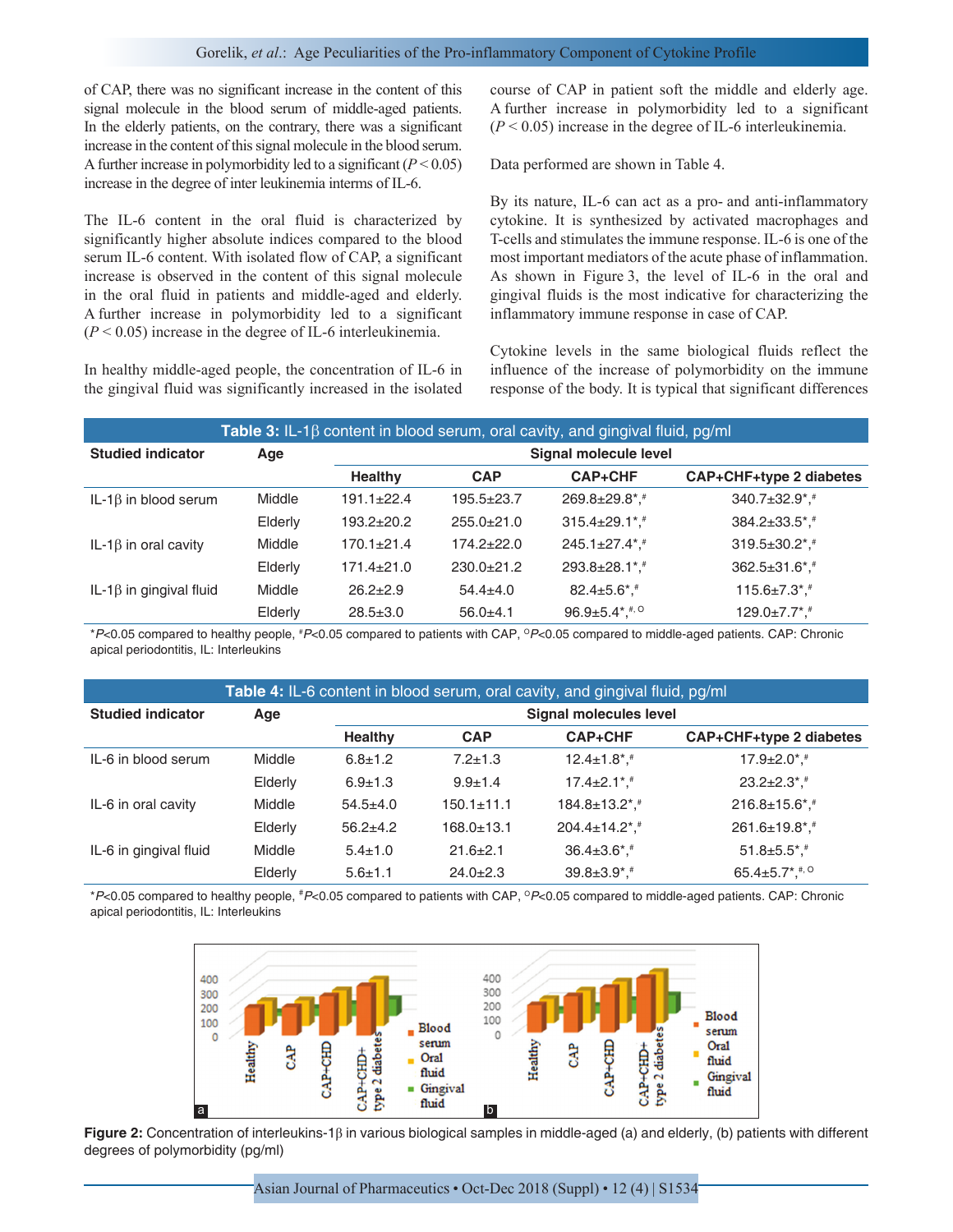of CAP, there was no significant increase in the content of this signal molecule in the blood serum of middle-aged patients. In the elderly patients, on the contrary, there was a significant increase in the content of this signal molecule in the blood serum. A further increase in polymorbidity led to a significant ($P < 0.05$) increase in the degree of inter leukinemia interms of IL-6.

The IL-6 content in the oral fluid is characterized by significantly higher absolute indices compared to the blood serum IL-6 content. With isolated flow of CAP, a significant increase is observed in the content of this signal molecule in the oral fluid in patients and middle-aged and elderly. A further increase in polymorbidity led to a significant ($P < 0.05$) increase in the degree of IL-6 interleukinemia.

In healthy middle-aged people, the concentration of IL-6 in the gingival fluid was significantly increased in the isolated course of CAP in patient soft the middle and elderly age. A further increase in polymorbidity led to a significant ($P < 0.05$) increase in the degree of IL-6 interleukinemia.

Data performed are shown in Table 4.

By its nature, IL-6 can act as a pro- and anti-inflammatory cytokine. It is synthesized by activated macrophages and T-cells and stimulates the immune response. IL-6 is one of the most important mediators of the acute phase of inflammation. As shown in Figure 3, the level of IL-6 in the oral and gingival fluids is the most indicative for characterizing the inflammatory immune response in case of CAP.

Cytokine levels in the same biological fluids reflect the influence of the increase of polymorbidity on the immune response of the body. It is typical that significant differences

**Table 3:** IL-1β content in blood serum, oral cavity, and gingival fluid, pg/ml

| Studied indicator | Age | Signal molecule level | | | |
|---|---|---|---|---|---|
| | | Healthy | CAP | CAP+CHF | CAP+CHF+type 2 diabetes |
| IL-1β in blood serum | Middle | 191.1±22.4 | 195.5±23.7 | 269.8±29.8*,# | 340.7±32.9*,# |
| | Elderly | 193.2±20.2 | 255.0±21.0 | 315.4±29.1*,# | 384.2±33.5*,# |
| IL-1β in oral cavity | Middle | 170.1±21.4 | 174.2±22.0 | 245.1±27.4*,# | 319.5±30.2*,# |
| | Elderly | 171.4±21.0 | 230.0±21.2 | 293.8±28.1*,# | 362.5±31.6*,# |
| IL-1β in gingival fluid | Middle | 26.2±2.9 | 54.4±4.0 | 82.4±5.6*,# | 115.6±7.3*,# |
| | Elderly | 28.5±3.0 | 56.0±4.1 | 96.9±5.4*,#,O | 129.0±7.7*,# |

*$P$<0.05 compared to healthy people, #$P$<0.05 compared to patients with CAP, O$P$<0.05 compared to middle-aged patients. CAP: Chronic apical periodontitis, IL: Interleukins

**Table 4:** IL-6 content in blood serum, oral cavity, and gingival fluid, pg/ml

| Studied indicator | Age | Signal molecules level | | | |
|---|---|---|---|---|---|
| | | Healthy | CAP | CAP+CHF | CAP+CHF+type 2 diabetes |
| IL-6 in blood serum | Middle | 6.8±1.2 | 7.2±1.3 | 12.4±1.8*,# | 17.9±2.0*,# |
| | Elderly | 6.9±1.3 | 9.9±1.4 | 17.4±2.1*,# | 23.2±2.3*,# |
| IL-6 in oral cavity | Middle | 54.5±4.0 | 150.1±11.1 | 184.8±13.2*,# | 216.8±15.6*,# |
| | Elderly | 56.2±4.2 | 168.0±13.1 | 204.4±14.2*,# | 261.6±19.8*,# |
| IL-6 in gingival fluid | Middle | 5.4±1.0 | 21.6±2.1 | 36.4±3.6*,# | 51.8±5.5*,# |
| | Elderly | 5.6±1.1 | 24.0±2.3 | 39.8±3.9*,# | 65.4±5.7*,#,O |

*$P$<0.05 compared to healthy people, #$P$<0.05 compared to patients with CAP, O$P$<0.05 compared to middle-aged patients. CAP: Chronic apical periodontitis, IL: Interleukins

**Figure 2:** Concentration of interleukins-1β in various biological samples in middle-aged (a) and elderly, (b) patients with different degrees of polymorbidity (pg/ml)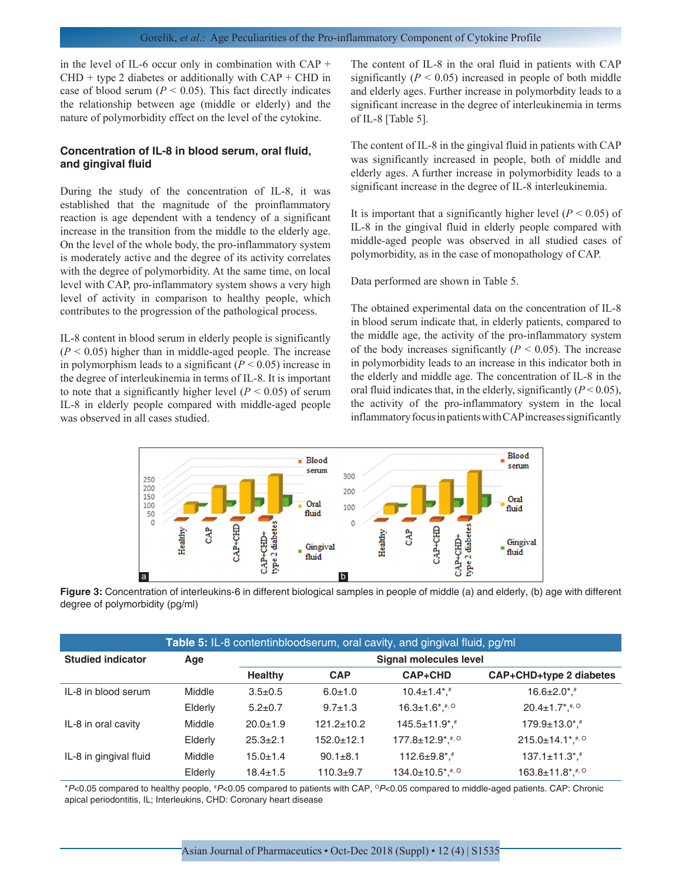in the level of IL-6 occur only in combination with CAP + CHD + type 2 diabetes or additionally with CAP + CHD in case of blood serum ($P < 0.05$). This fact directly indicates the relationship between age (middle or elderly) and the nature of polymorbidity effect on the level of the cytokine.

### Concentration of IL-8 in blood serum, oral fluid, and gingival fluid

During the study of the concentration of IL-8, it was established that the magnitude of the proinflammatory reaction is age dependent with a tendency of a significant increase in the transition from the middle to the elderly age. On the level of the whole body, the pro-inflammatory system is moderately active and the degree of its activity correlates with the degree of polymorbidity. At the same time, on local level with CAP, pro-inflammatory system shows a very high level of activity in comparison to healthy people, which contributes to the progression of the pathological process.

IL-8 content in blood serum in elderly people is significantly ($P < 0.05$) higher than in middle-aged people. The increase in polymorphism leads to a significant ($P < 0.05$) increase in the degree of interleukinemia in terms of IL-8. It is important to note that a significantly higher level ($P < 0.05$) of serum IL-8 in elderly people compared with middle-aged people was observed in all cases studied.

The content of IL-8 in the oral fluid in patients with CAP significantly ($P < 0.05$) increased in people of both middle and elderly ages. Further increase in polymorbdity leads to a significant increase in the degree of interleukinemia in terms of IL-8 [Table 5].

The content of IL-8 in the gingival fluid in patients with CAP was significantly increased in people, both of middle and elderly ages. A further increase in polymorbidity leads to a significant increase in the degree of IL-8 interleukinemia.

It is important that a significantly higher level ($P < 0.05$) of IL-8 in the gingival fluid in elderly people compared with middle-aged people was observed in all studied cases of polymorbidity, as in the case of monopathology of CAP.

Data performed are shown in Table 5.

The obtained experimental data on the concentration of IL-8 in blood serum indicate that, in elderly patients, compared to the middle age, the activity of the pro-inflammatory system of the body increases significantly ($P < 0.05$). The increase in polymorbidity leads to an increase in this indicator both in the elderly and middle age. The concentration of IL-8 in the oral fluid indicates that, in the elderly, significantly ($P < 0.05$), the activity of the pro-inflammatory system in the local inflammatory focus in patients with CAP increases significantly

**Figure 3:** Concentration of interleukins-6 in different biological samples in people of middle (a) and elderly, (b) age with different degree of polymorbidity (pg/ml)

**Table 5:** IL-8 contentinbloodserum, oral cavity, and gingival fluid, pg/ml

| Studied indicator | Age | Signal molecules level | | | |
|---|---|---|---|---|---|
| | | Healthy | CAP | CAP+CHD | CAP+CHD+type 2 diabetes |
| IL-8 in blood serum | Middle | 3.5±0.5 | 6.0±1.0 | 10.4±1.4*,[#] | 16.6±2.0*,[#] |
| | Elderly | 5.2±0.7 | 9.7±1.3 | 16.3±1.6*,[#, O] | 20.4±1.7*,[#, O] |
| IL-8 in oral cavity | Middle | 20.0±1.9 | 121.2±10.2 | 145.5±11.9*,[#] | 179.9±13.0*,[#] |
| | Elderly | 25.3±2.1 | 152.0±12.1 | 177.8±12.9*,[#, O] | 215.0±14.1*,[#, O] |
| IL-8 in gingival fluid | Middle | 15.0±1.4 | 90.1±8.1 | 112.6±9.8*,[#] | 137.1±11.3*,[#] |
| | Elderly | 18.4±1.5 | 110.3±9.7 | 134.0±10.5*,[#, O] | 163.8±11.8*,[#, O] |

*$P$<0.05 compared to healthy people, [#]$P$<0.05 compared to patients with CAP, [O]$P$<0.05 compared to middle-aged patients. CAP: Chronic apical periodontitis, IL; Interleukins, CHD: Coronary heart disease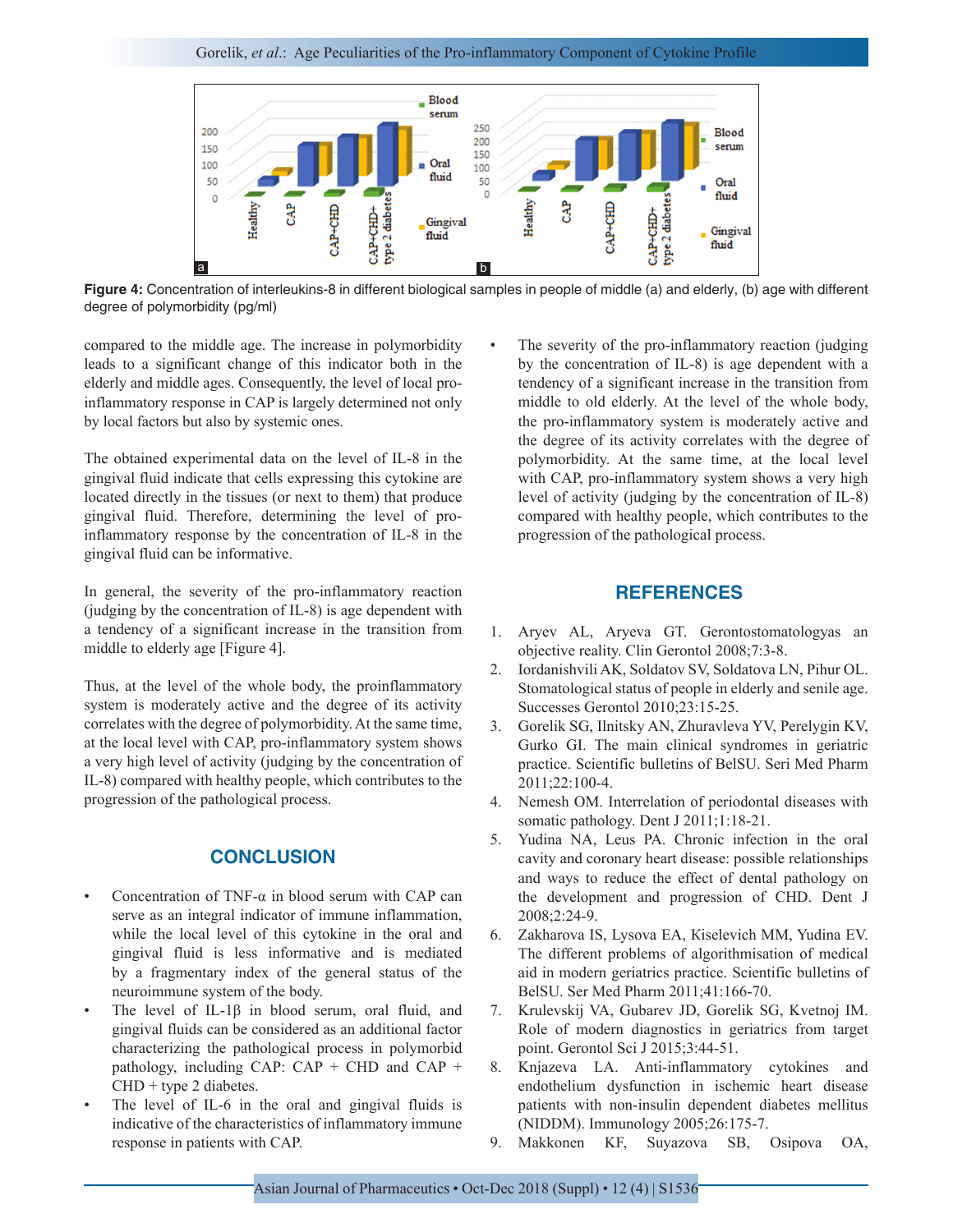Figure 4: Concentration of interleukins-8 in different biological samples in people of middle (a) and elderly, (b) age with different degree of polymorbidity (pg/ml)

compared to the middle age. The increase in polymorbidity leads to a significant change of this indicator both in the elderly and middle ages. Consequently, the level of local pro-inflammatory response in CAP is largely determined not only by local factors but also by systemic ones.

The obtained experimental data on the level of IL-8 in the gingival fluid indicate that cells expressing this cytokine are located directly in the tissues (or next to them) that produce gingival fluid. Therefore, determining the level of pro-inflammatory response by the concentration of IL-8 in the gingival fluid can be informative.

In general, the severity of the pro-inflammatory reaction (judging by the concentration of IL-8) is age dependent with a tendency of a significant increase in the transition from middle to elderly age [Figure 4].

Thus, at the level of the whole body, the proinflammatory system is moderately active and the degree of its activity correlates with the degree of polymorbidity. At the same time, at the local level with CAP, pro-inflammatory system shows a very high level of activity (judging by the concentration of IL-8) compared with healthy people, which contributes to the progression of the pathological process.

## CONCLUSION

- Concentration of TNF-α in blood serum with CAP can serve as an integral indicator of immune inflammation, while the local level of this cytokine in the oral and gingival fluid is less informative and is mediated by a fragmentary index of the general status of the neuroimmune system of the body.
- The level of IL-1β in blood serum, oral fluid, and gingival fluids can be considered as an additional factor characterizing the pathological process in polymorbid pathology, including CAP: CAP + CHD and CAP + CHD + type 2 diabetes.
- The level of IL-6 in the oral and gingival fluids is indicative of the characteristics of inflammatory immune response in patients with CAP.
- The severity of the pro-inflammatory reaction (judging by the concentration of IL-8) is age dependent with a tendency of a significant increase in the transition from middle to old elderly. At the level of the whole body, the pro-inflammatory system is moderately active and the degree of its activity correlates with the degree of polymorbidity. At the same time, at the local level with CAP, pro-inflammatory system shows a very high level of activity (judging by the concentration of IL-8) compared with healthy people, which contributes to the progression of the pathological process.

## REFERENCES

1. Aryev AL, Aryeva GT. Gerontostomatologyas an objective reality. Clin Gerontol 2008;7:3-8.
2. Iordanishvili AK, Soldatov SV, Soldatova LN, Pihur OL. Stomatological status of people in elderly and senile age. Successes Gerontol 2010;23:15-25.
3. Gorelik SG, Ilnitsky AN, Zhuravleva YV, Perelygin KV, Gurko GI. The main clinical syndromes in geriatric practice. Scientific bulletins of BelSU. Seri Med Pharm 2011;22:100-4.
4. Nemesh OM. Interrelation of periodontal diseases with somatic pathology. Dent J 2011;1:18-21.
5. Yudina NA, Leus PA. Chronic infection in the oral cavity and coronary heart disease: possible relationships and ways to reduce the effect of dental pathology on the development and progression of CHD. Dent J 2008;2:24-9.
6. Zakharova IS, Lysova EA, Kiselevich MM, Yudina EV. The different problems of algorithmisation of medical aid in modern geriatrics practice. Scientific bulletins of BelSU. Ser Med Pharm 2011;41:166-70.
7. Krulevskij VA, Gubarev JD, Gorelik SG, Kvetnoj IM. Role of modern diagnostics in geriatrics from target point. Gerontol Sci J 2015;3:44-51.
8. Knjazeva LA. Anti-inflammatory cytokines and endothelium dysfunction in ischemic heart disease patients with non-insulin dependent diabetes mellitus (NIDDM). Immunology 2005;26:175-7.
9. Makkonen KF, Suyazova SB, Osipova OA,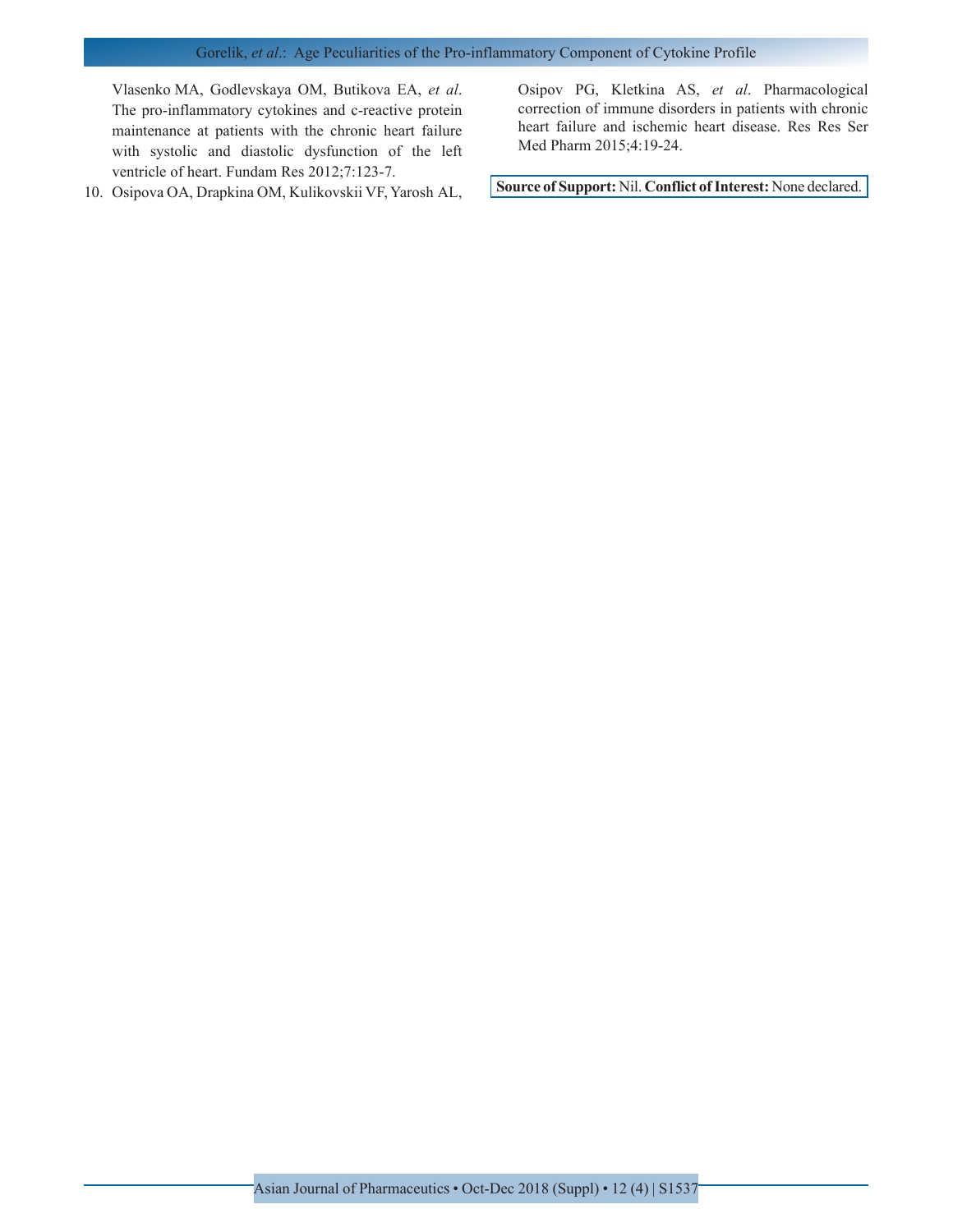Vlasenko MA, Godlevskaya OM, Butikova EA, *et al*. The pro-inflammatory cytokines and c-reactive protein maintenance at patients with the chronic heart failure with systolic and diastolic dysfunction of the left ventricle of heart. Fundam Res 2012;7:123-7.

10. Osipova OA, Drapkina OM, Kulikovskii VF, Yarosh AL, Osipov PG, Kletkina AS, *et al*. Pharmacological correction of immune disorders in patients with chronic heart failure and ischemic heart disease. Res Res Ser Med Pharm 2015;4:19-24.

**Source of Support:** Nil. **Conflict of Interest:** None declared.